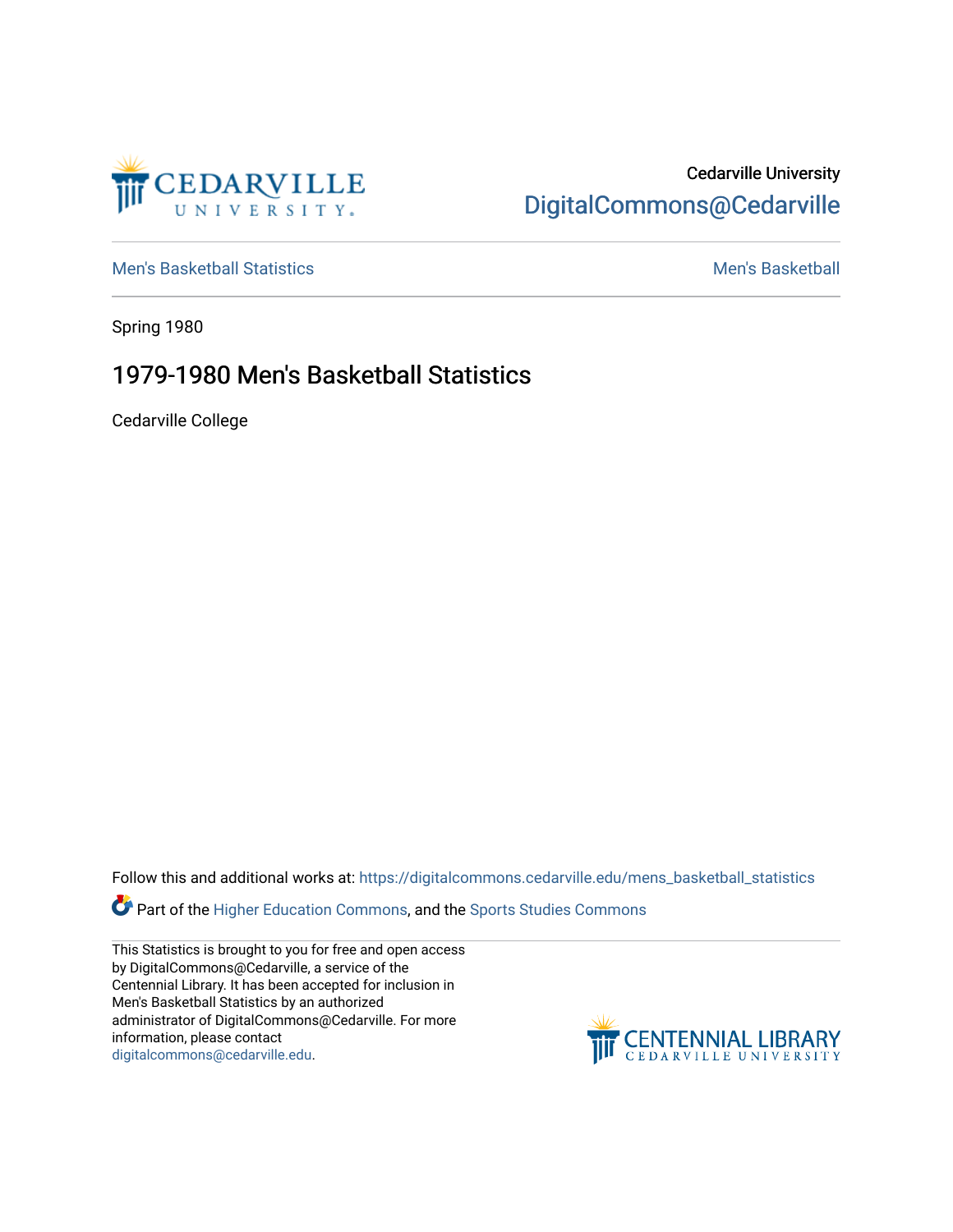Cedarville University
DigitalCommons@Cedarville

Men's Basketball Statistics | Men's Basketball

Spring 1980

# 1979-1980 Men's Basketball Statistics

Cedarville College

Follow this and additional works at: https://digitalcommons.cedarville.edu/mens_basketball_statistics

Part of the Higher Education Commons, and the Sports Studies Commons

This Statistics is brought to you for free and open access by DigitalCommons@Cedarville, a service of the Centennial Library. It has been accepted for inclusion in Men's Basketball Statistics by an authorized administrator of DigitalCommons@Cedarville. For more information, please contact digitalcommons@cedarville.edu.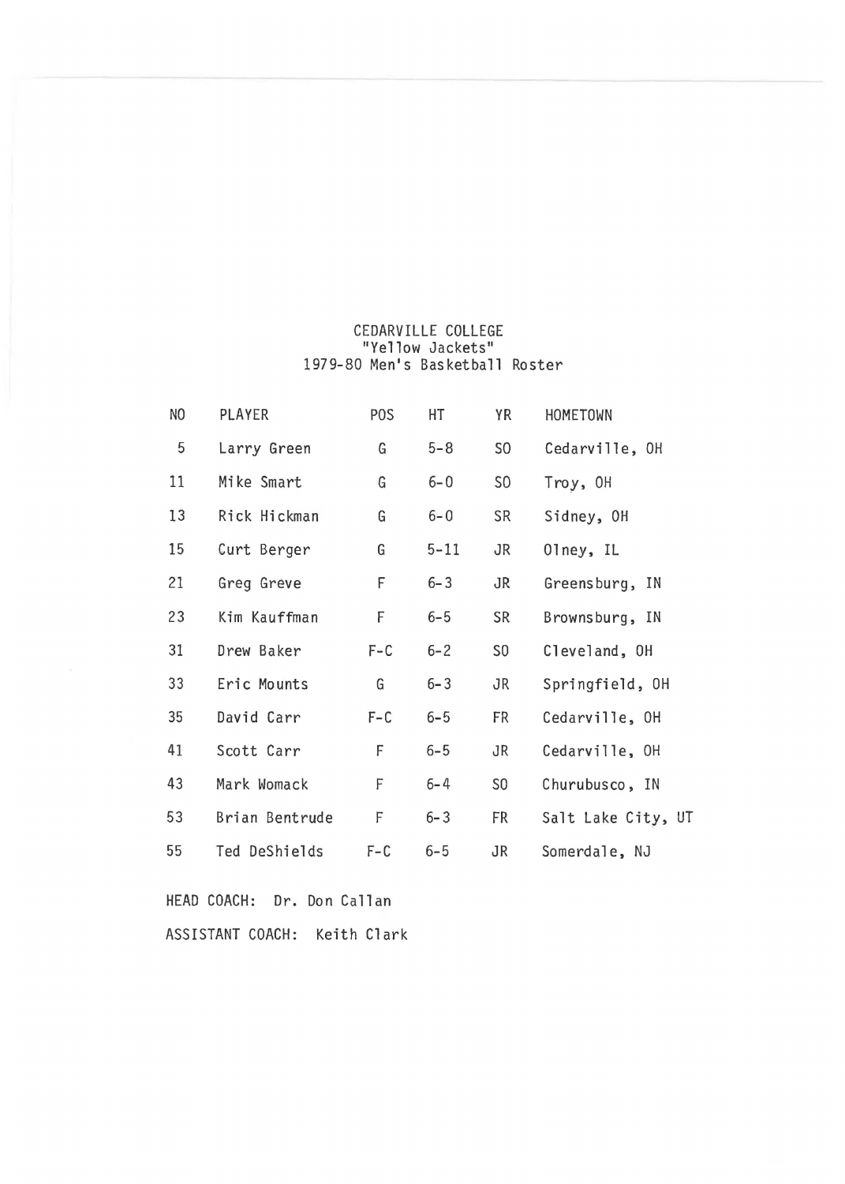# CEDARVILLE COLLEGE
## "Yellow Jackets"
### 1979-80 Men's Basketball Roster

| NO | PLAYER | POS | HT | YR | HOMETOWN |
|---|---|---|---|---|---|
| 5 | Larry Green | G | 5-8 | SO | Cedarville, OH |
| 11 | Mike Smart | G | 6-0 | SO | Troy, OH |
| 13 | Rick Hickman | G | 6-0 | SR | Sidney, OH |
| 15 | Curt Berger | G | 5-11 | JR | Olney, IL |
| 21 | Greg Greve | F | 6-3 | JR | Greensburg, IN |
| 23 | Kim Kauffman | F | 6-5 | SR | Brownsburg, IN |
| 31 | Drew Baker | F-C | 6-2 | SO | Cleveland, OH |
| 33 | Eric Mounts | G | 6-3 | JR | Springfield, OH |
| 35 | David Carr | F-C | 6-5 | FR | Cedarville, OH |
| 41 | Scott Carr | F | 6-5 | JR | Cedarville, OH |
| 43 | Mark Womack | F | 6-4 | SO | Churubusco, IN |
| 53 | Brian Bentrude | F | 6-3 | FR | Salt Lake City, UT |
| 55 | Ted DeShields | F-C | 6-5 | JR | Somerdale, NJ |

HEAD COACH: Dr. Don Callan

ASSISTANT COACH: Keith Clark